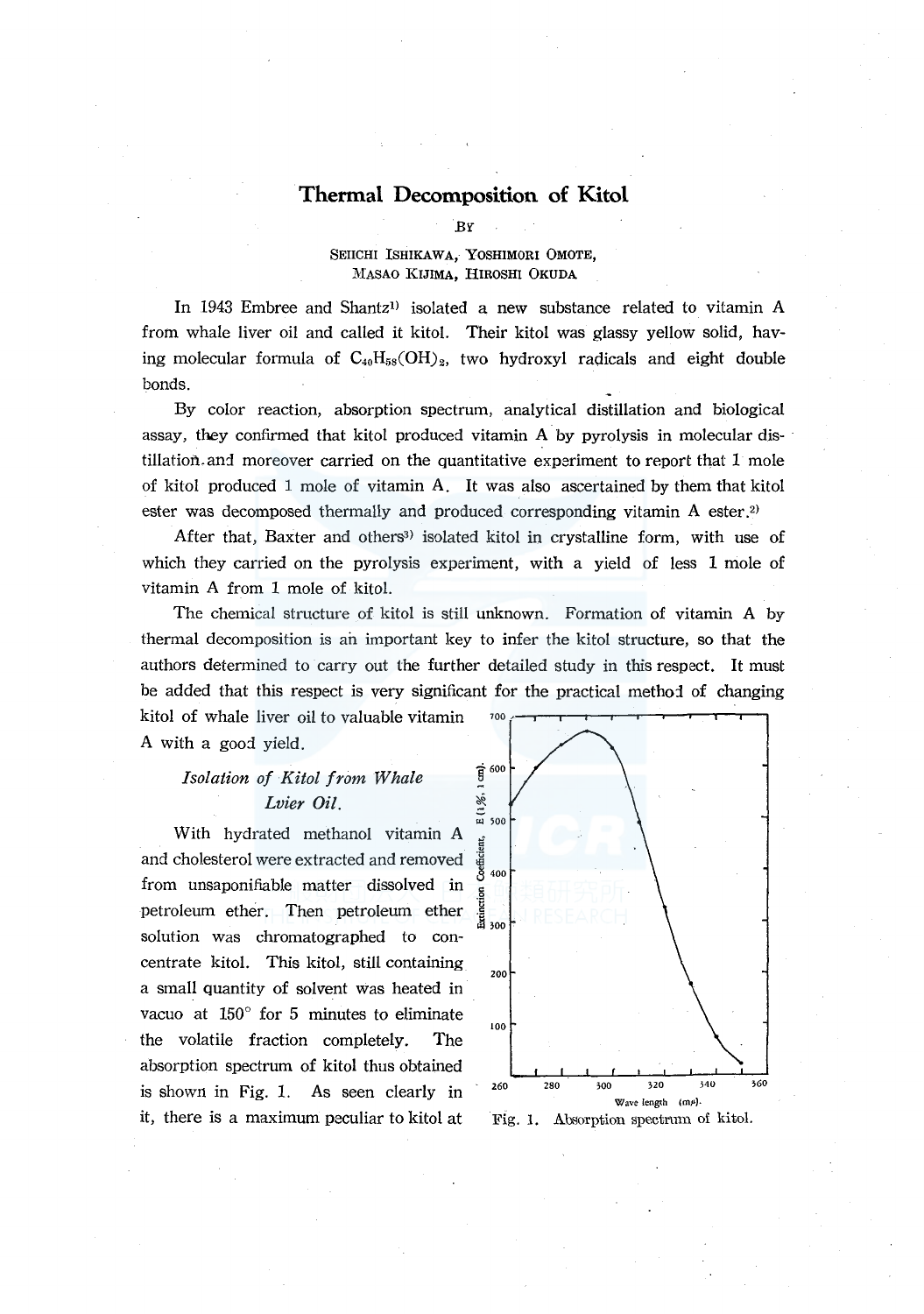# Thermal Decomposition of Kitol

By

Seiichi Ishikawa, Yoshimori Omote, Masao Kijima, Hiroshi Okuda

In 1943 Embree and Shantz[1] isolated a new substance related to vitamin A from whale liver oil and called it kitol. Their kitol was glassy yellow solid, having molecular formula of $C_{40}H_{58}(OH)_2$, two hydroxyl radicals and eight double bonds.

By color reaction, absorption spectrum, analytical distillation and biological assay, they confirmed that kitol produced vitamin A by pyrolysis in molecular distillation and moreover carried on the quantitative experiment to report that 1 mole of kitol produced 1 mole of vitamin A. It was also ascertained by them that kitol ester was decomposed thermally and produced corresponding vitamin A ester.[2]

After that, Baxter and others[3] isolated kitol in crystalline form, with use of which they carried on the pyrolysis experiment, with a yield of less 1 mole of vitamin A from 1 mole of kitol.

The chemical structure of kitol is still unknown. Formation of vitamin A by thermal decomposition is an important key to infer the kitol structure, so that the authors determined to carry out the further detailed study in this respect. It must be added that this respect is very significant for the practical method of changing kitol of whale liver oil to valuable vitamin A with a good yield.

## *Isolation of Kitol from Whale Lvier Oil.*

With hydrated methanol vitamin A and cholesterol were extracted and removed from unsaponifiable matter dissolved in petroleum ether. Then petroleum ether solution was chromatographed to concentrate kitol. This kitol, still containing a small quantity of solvent was heated in vacuo at 150° for 5 minutes to eliminate the volatile fraction completely. The absorption spectrum of kitol thus obtained is shown in Fig. 1. As seen clearly in it, there is a maximum peculiar to kitol at

Fig. 1. Absorption spectrum of kitol.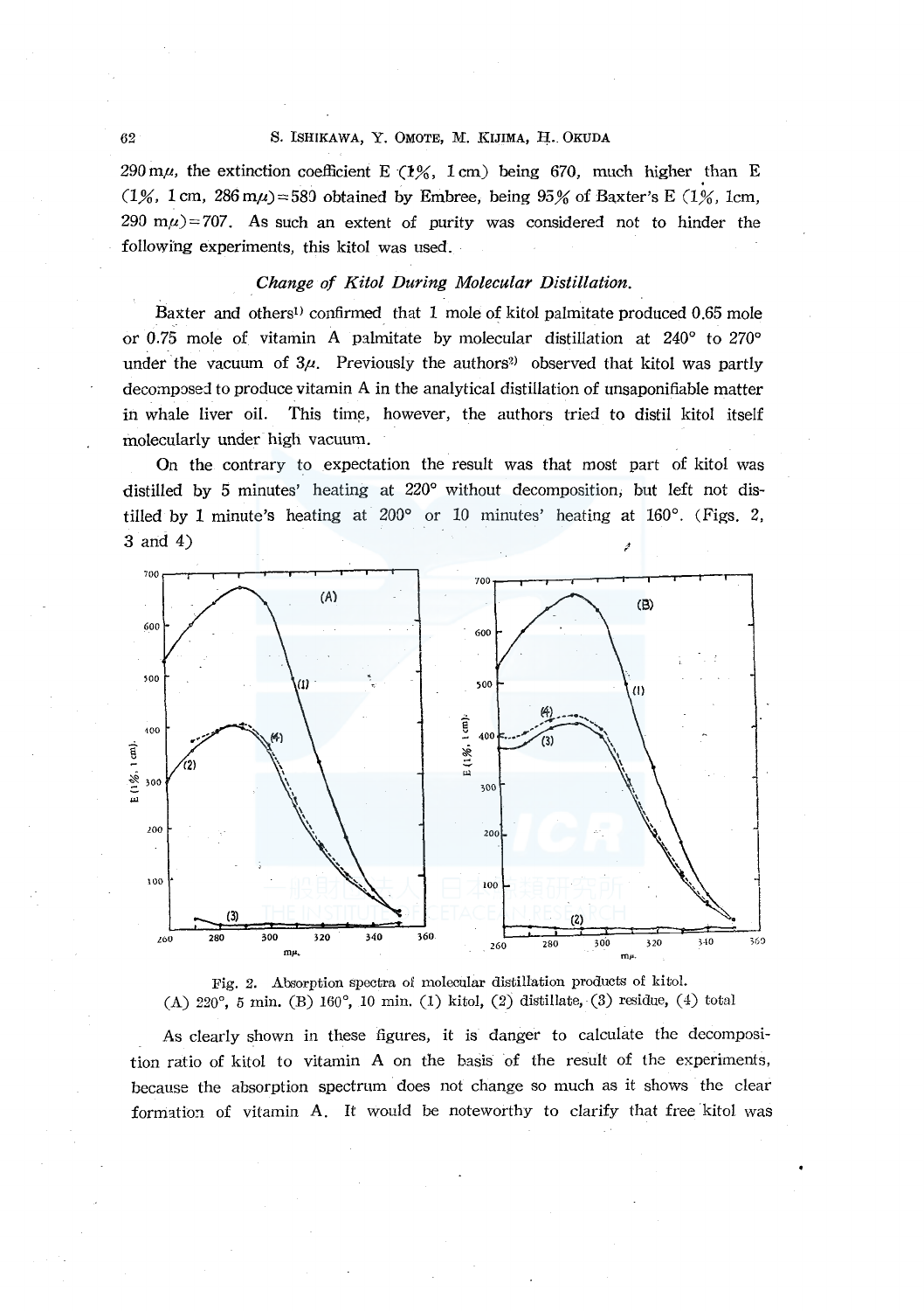290 mμ, the extinction coefficient E (1%, 1 cm) being 670, much higher than E (1%, 1 cm, 286 mμ) = 580 obtained by Embree, being 95% of Baxter's E (1%, 1cm, 290 mμ) = 707. As such an extent of purity was considered not to hinder the following experiments, this kitol was used.

### *Change of Kitol During Molecular Distillation.*

Baxter and others[1] confirmed that 1 mole of kitol palmitate produced 0.65 mole or 0.75 mole of vitamin A palmitate by molecular distillation at 240° to 270° under the vacuum of 3μ. Previously the authors[2] observed that kitol was partly decomposed to produce vitamin A in the analytical distillation of unsaponifiable matter in whale liver oil. This time, however, the authors tried to distil kitol itself molecularly under high vacuum.

On the contrary to expectation the result was that most part of kitol was distilled by 5 minutes' heating at 220° without decomposition, but left not distilled by 1 minute's heating at 200° or 10 minutes' heating at 160°. (Figs. 2, 3 and 4)

Fig. 2. Absorption spectra of molecular distillation products of kitol. (A) 220°, 5 min. (B) 160°, 10 min. (1) kitol, (2) distillate, (3) residue, (4) total

As clearly shown in these figures, it is danger to calculate the decomposition ratio of kitol to vitamin A on the basis of the result of the experiments, because the absorption spectrum does not change so much as it shows the clear formation of vitamin A. It would be noteworthy to clarify that free kitol was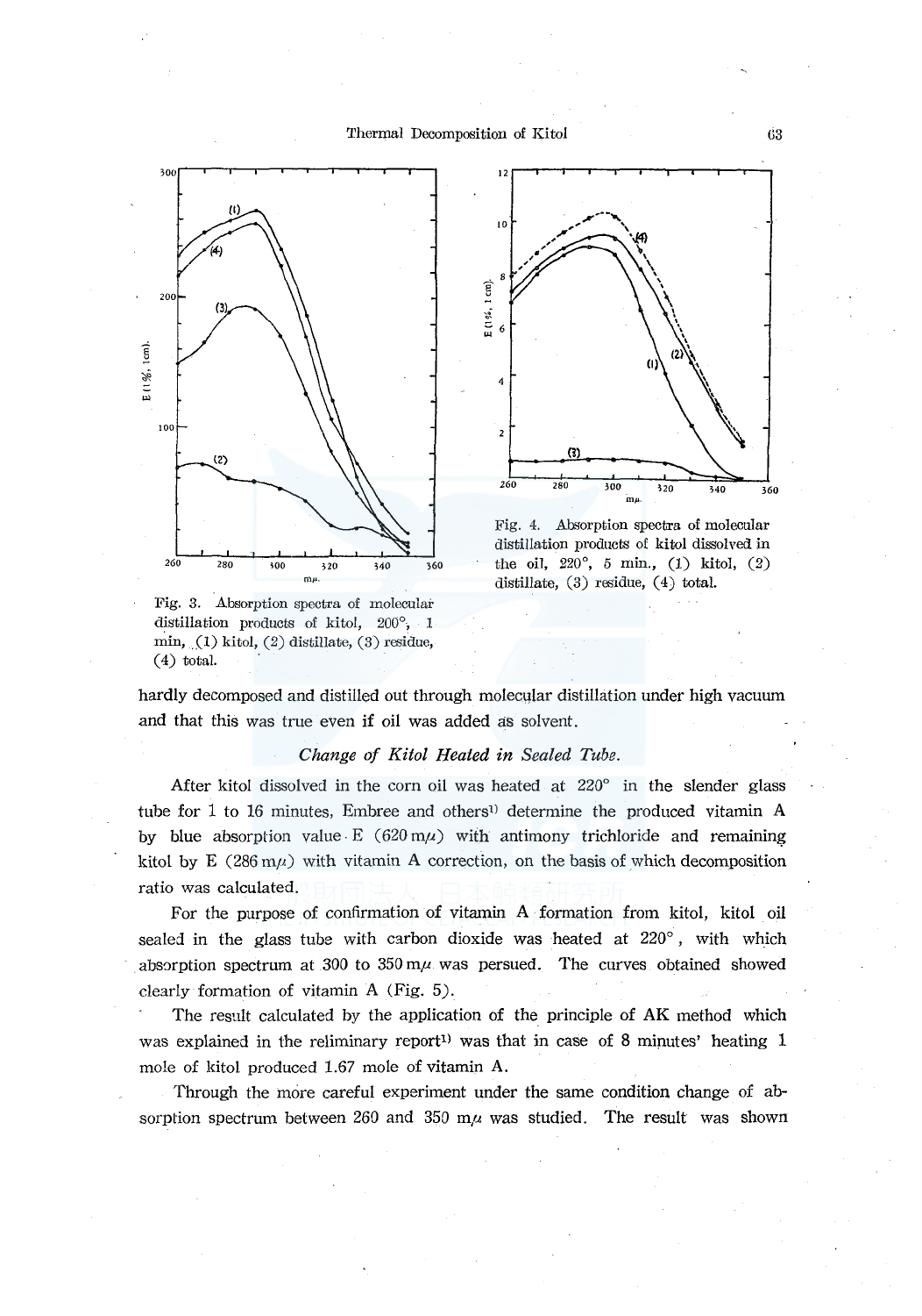Fig. 3. Absorption spectra of molecular distillation products of kitol, 200°, 1 min, (1) kitol, (2) distillate, (3) residue, (4) total.

Fig. 4. Absorption spectra of molecular distillation products of kitol dissolved in the oil, 220°, 5 min., (1) kitol, (2) distillate, (3) residue, (4) total.

hardly decomposed and distilled out through molecular distillation under high vacuum and that this was true even if oil was added as solvent.

*Change of Kitol Heated in Sealed Tube.*

After kitol dissolved in the corn oil was heated at 220° in the slender glass tube for 1 to 16 minutes, Embree and others[1] determine the produced vitamin A by blue absorption value · E (620 mμ) with antimony trichloride and remaining kitol by E (286 mμ) with vitamin A correction, on the basis of which decomposition ratio was calculated.

For the purpose of confirmation of vitamin A formation from kitol, kitol oil sealed in the glass tube with carbon dioxide was heated at 220°, with which absorption spectrum at 300 to 350 mμ was persued. The curves obtained showed clearly formation of vitamin A (Fig. 5).

The result calculated by the application of the principle of AK method which was explained in the reliminary report[1] was that in case of 8 minutes' heating 1 mole of kitol produced 1.67 mole of vitamin A.

Through the more careful experiment under the same condition change of absorption spectrum between 260 and 350 mμ was studied. The result was shown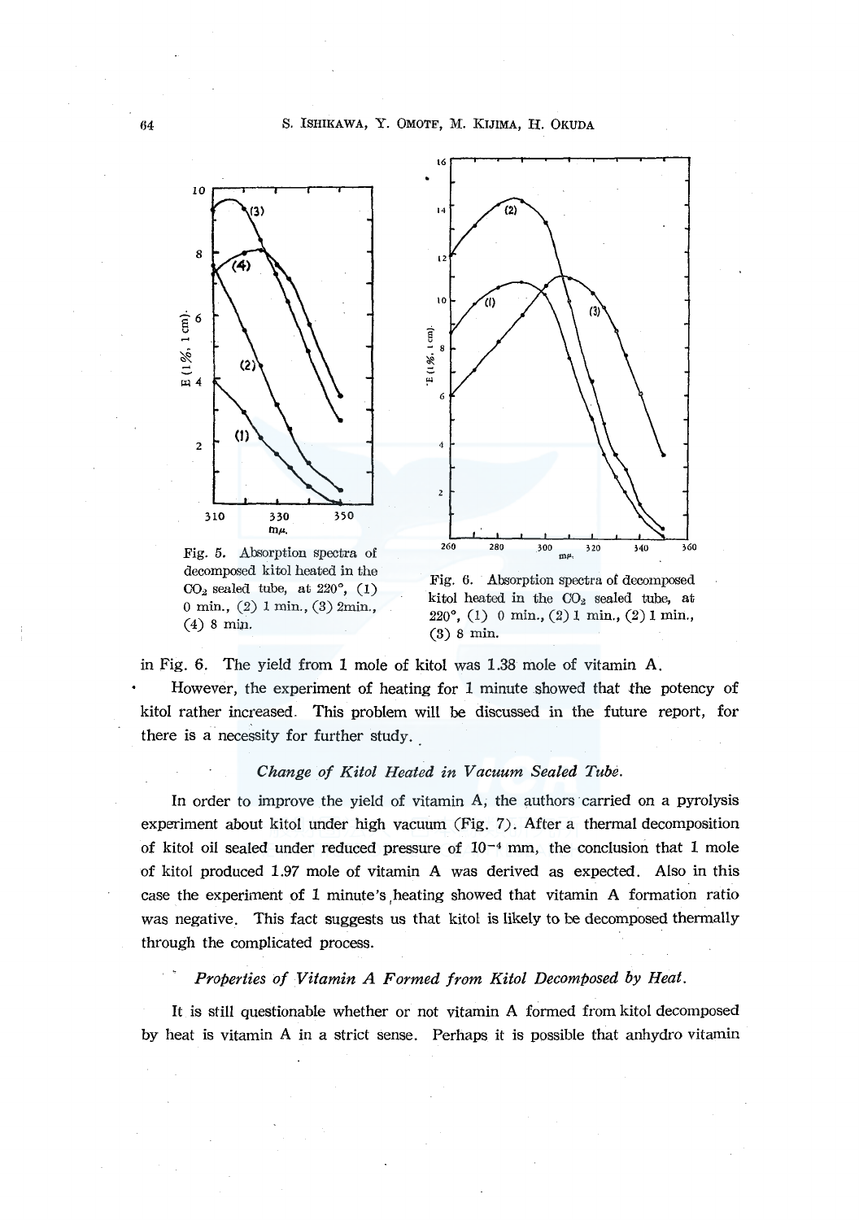Fig. 5. Absorption spectra of decomposed kitol heated in the $CO_2$ sealed tube, at 220°, (1) 0 min., (2) 1 min., (3) 2min., (4) 8 min.

Fig. 6. Absorption spectra of decomposed kitol heated in the $CO_2$ sealed tube, at 220°, (1) 0 min., (2) 1 min., (2) 1 min., (3) 8 min.

in Fig. 6. The yield from 1 mole of kitol was 1.38 mole of vitamin A.

However, the experiment of heating for 1 minute showed that the potency of kitol rather increased. This problem will be discussed in the future report, for there is a necessity for further study.

### *Change of Kitol Heated in Vacuum Sealed Tube.*

In order to improve the yield of vitamin A, the authors carried on a pyrolysis experiment about kitol under high vacuum (Fig. 7). After a thermal decomposition of kitol oil sealed under reduced pressure of $10^{-4}$ mm, the conclusion that 1 mole of kitol produced 1.97 mole of vitamin A was derived as expected. Also in this case the experiment of 1 minute's heating showed that vitamin A formation ratio was negative. This fact suggests us that kitol is likely to be decomposed thermally through the complicated process.

### *Properties of Vitamin A Formed from Kitol Decomposed by Heat.*

It is still questionable whether or not vitamin A formed from kitol decomposed by heat is vitamin A in a strict sense. Perhaps it is possible that anhydro vitamin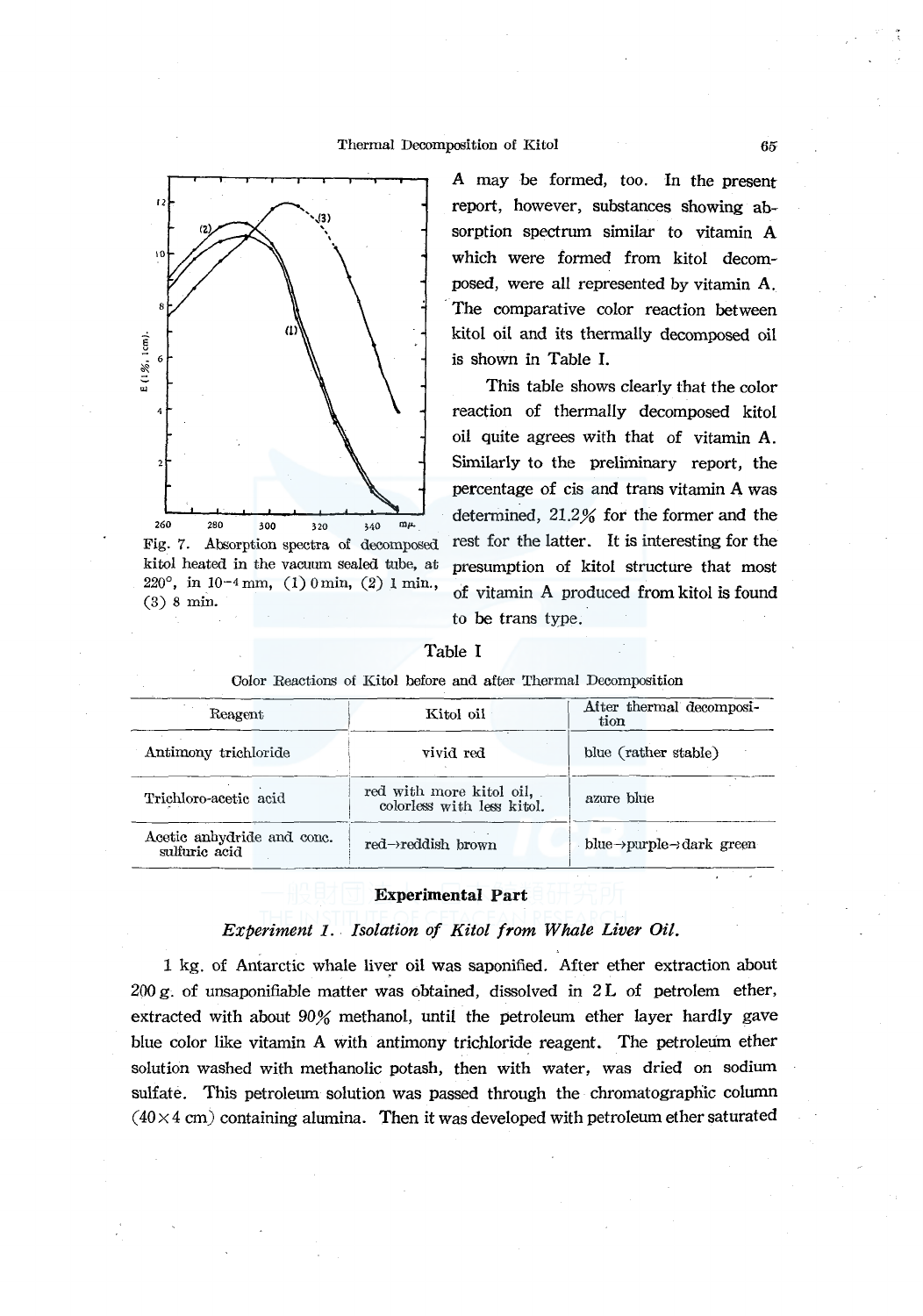Fig. 7. Absorption spectra of decomposed kitol heated in the vacuum sealed tube, at 220°, in $10^{-4}$ mm, (1) 0 min, (2) 1 min., (3) 8 min.

A may be formed, too. In the present report, however, substances showing absorption spectrum similar to vitamin A which were formed from kitol decomposed, were all represented by vitamin A. The comparative color reaction between kitol oil and its thermally decomposed oil is shown in Table I.

This table shows clearly that the color reaction of thermally decomposed kitol oil quite agrees with that of vitamin A. Similarly to the preliminary report, the percentage of cis and trans vitamin A was determined, 21.2% for the former and the rest for the latter. It is interesting for the presumption of kitol structure that most of vitamin A produced from kitol is found to be trans type.

Table I

Color Reactions of Kitol before and after Thermal Decomposition

| Reagent | Kitol oil | After thermal decomposition |
|---|---|---|
| Antimony trichloride | vivid red | blue (rather stable) |
| Trichloro-acetic acid | red with more kitol oil, colorless with less kitol. | azure blue |
| Acetic anhydride and conc. sulfuric acid | red→reddish brown | blue→purple→dark green |

## Experimental Part

### *Experiment 1. Isolation of Kitol from Whale Liver Oil.*

1 kg. of Antarctic whale liver oil was saponified. After ether extraction about 200 g. of unsaponifiable matter was obtained, dissolved in 2 L of petrolem ether, extracted with about 90% methanol, until the petroleum ether layer hardly gave blue color like vitamin A with antimony trichloride reagent. The petroleum ether solution washed with methanolic potash, then with water, was dried on sodium sulfate. This petroleum solution was passed through the chromatographic column (40×4 cm) containing alumina. Then it was developed with petroleum ether saturated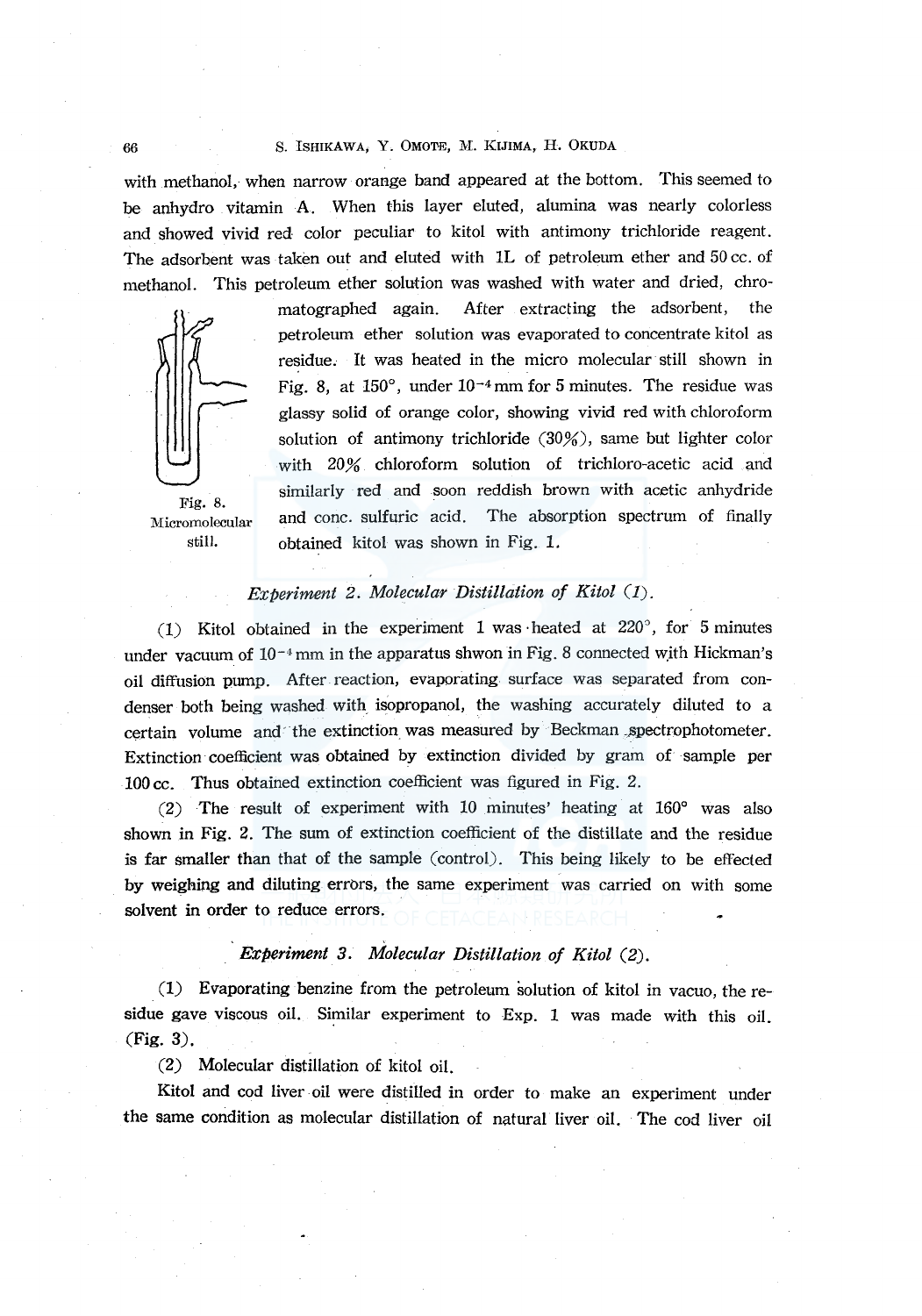with methanol, when narrow orange band appeared at the bottom. This seemed to be anhydro vitamin A. When this layer eluted, alumina was nearly colorless and showed vivid red color peculiar to kitol with antimony trichloride reagent. The adsorbent was taken out and eluted with 1L of petroleum ether and 50 cc. of methanol. This petroleum ether solution was washed with water and dried, chromatographed again. After extracting the adsorbent, the petroleum ether solution was evaporated to concentrate kitol as residue. It was heated in the micro molecular still shown in Fig. 8, at 150°, under $10^{-4}$ mm for 5 minutes. The residue was glassy solid of orange color, showing vivid red with chloroform solution of antimony trichloride (30%), same but lighter color with 20% chloroform solution of trichloro-acetic acid and similarly red and soon reddish brown with acetic anhydride and conc. sulfuric acid. The absorption spectrum of finally obtained kitol was shown in Fig. 1.

Fig. 8. Micromolecular still.

### *Experiment 2. Molecular Distillation of Kitol (1).*

(1) Kitol obtained in the experiment 1 was heated at 220°, for 5 minutes under vacuum of $10^{-4}$ mm in the apparatus shwon in Fig. 8 connected with Hickman's oil diffusion pump. After reaction, evaporating surface was separated from condenser both being washed with isopropanol, the washing accurately diluted to a certain volume and the extinction was measured by Beckman spectrophotometer. Extinction coefficient was obtained by extinction divided by gram of sample per 100 cc. Thus obtained extinction coefficient was figured in Fig. 2.

(2) The result of experiment with 10 minutes' heating at 160° was also shown in Fig. 2. The sum of extinction coefficient of the distillate and the residue is far smaller than that of the sample (control). This being likely to be effected by weighing and diluting errors, the same experiment was carried on with some solvent in order to reduce errors.

### *Experiment 3. Molecular Distillation of Kitol (2).*

(1) Evaporating benzine from the petroleum solution of kitol in vacuo, the residue gave viscous oil. Similar experiment to Exp. 1 was made with this oil. (Fig. 3).

(2) Molecular distillation of kitol oil.

Kitol and cod liver oil were distilled in order to make an experiment under the same condition as molecular distillation of natural liver oil. The cod liver oil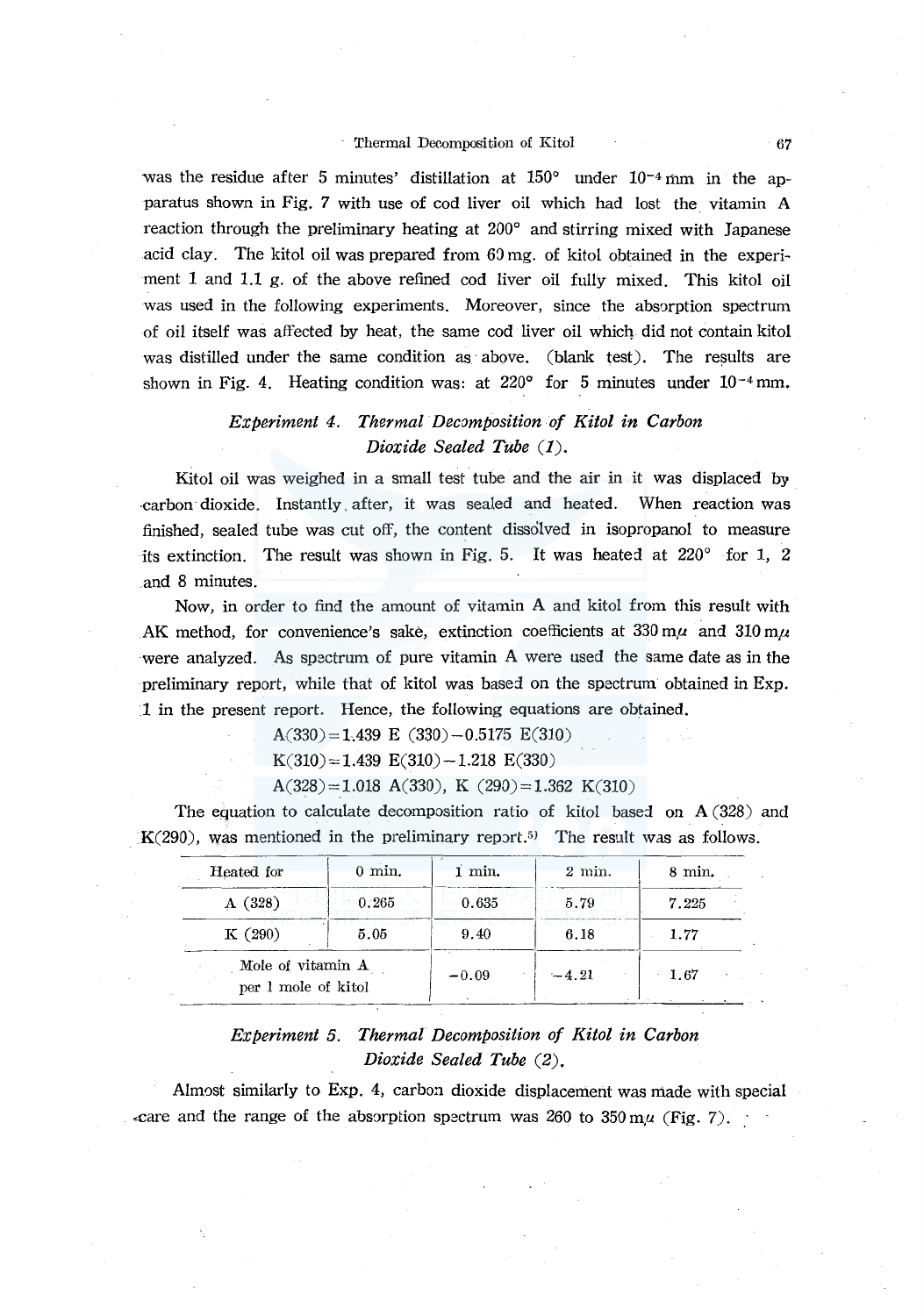was the residue after 5 minutes' distillation at 150° under $10^{-4}$ mm in the apparatus shown in Fig. 7 with use of cod liver oil which had lost the vitamin A reaction through the preliminary heating at 200° and stirring mixed with Japanese acid clay. The kitol oil was prepared from 60 mg. of kitol obtained in the experiment 1 and 1.1 g. of the above refined cod liver oil fully mixed. This kitol oil was used in the following experiments. Moreover, since the absorption spectrum of oil itself was affected by heat, the same cod liver oil which did not contain kitol was distilled under the same condition as above. (blank test). The results are shown in Fig. 4. Heating condition was: at 220° for 5 minutes under $10^{-4}$ mm.

### *Experiment 4. Thermal Decomposition of Kitol in Carbon Dioxide Sealed Tube (1).*

Kitol oil was weighed in a small test tube and the air in it was displaced by carbon dioxide. Instantly after, it was sealed and heated. When reaction was finished, sealed tube was cut off, the content dissolved in isopropanol to measure its extinction. The result was shown in Fig. 5. It was heated at 220° for 1, 2 and 8 minutes.

Now, in order to find the amount of vitamin A and kitol from this result with AK method, for convenience's sake, extinction coefficients at 330 mμ and 310 mμ were analyzed. As spectrum of pure vitamin A were used the same date as in the preliminary report, while that of kitol was based on the spectrum obtained in Exp. 1 in the present report. Hence, the following equations are obtained.

$$A(330)=1.439\ E(330)-0.5175\ E(310)$$

$$K(310)=1.439\ E(310)-1.218\ E(330)$$

$$A(328)=1.018\ A(330),\quad K(290)=1.362\ K(310)$$

The equation to calculate decomposition ratio of kitol based on A (328) and K(290), was mentioned in the preliminary report.[5] The result was as follows.

| Heated for | 0 min. | 1 min. | 2 min. | 8 min. |
|---|---|---|---|---|
| A (328) | 0.265 | 0.635 | 5.79 | 7.225 |
| K (290) | 5.05 | 9.40 | 6.18 | 1.77 |
| Mole of vitamin A per 1 mole of kitol | | −0.09 | −4.21 | 1.67 |

### *Experiment 5. Thermal Decomposition of Kitol in Carbon Dioxide Sealed Tube (2).*

Almost similarly to Exp. 4, carbon dioxide displacement was made with special care and the range of the absorption spectrum was 260 to 350 mμ (Fig. 7).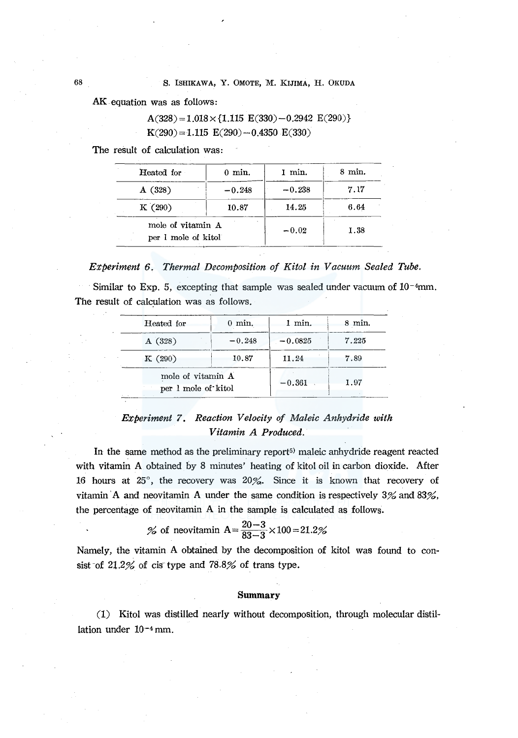AK equation was as follows:

$$A(328)=1.018\times\{1.115\ E(330)-0.2942\ E(290)\}$$
$$K(290)=1.115\ E(290)-0.4350\ E(330)$$

The result of calculation was:

| Heated for | 0 min. | 1 min. | 8 min. |
|---|---|---|---|
| A (328) | −0.248 | −0.238 | 7.17 |
| K (290) | 10.87 | 14.25 | 6.64 |
| mole of vitamin A per 1 mole of kitol | | −0.02 | 1.38 |

*Experiment 6. Thermal Decomposition of Kitol in Vacuum Sealed Tube.*

Similar to Exp. 5, excepting that sample was sealed under vacuum of $10^{-4}$mm. The result of calculation was as follows.

| Heated for | 0 min. | 1 min. | 8 min. |
|---|---|---|---|
| A (328) | −0.248 | −0.0825 | 7.225 |
| K (290) | 10.87 | 11.24 | 7.89 |
| mole of vitamin A per 1 mole of kitol | | −0.361 | 1.97 |

*Experiment 7. Reaction Velocity of Maleic Anhydride with Vitamin A Produced.*

In the same method as the preliminary report[5] maleic anhydride reagent reacted with vitamin A obtained by 8 minutes' heating of kitol oil in carbon dioxide. After 16 hours at 25°, the recovery was 20%. Since it is known that recovery of vitamin A and neovitamin A under the same condition is respectively 3% and 83%, the percentage of neovitamin A in the sample is calculated as follows.

$$\%\ \text{of neovitamin A}=\frac{20-3}{83-3}\times100=21.2\%$$

Namely, the vitamin A obtained by the decomposition of kitol was found to consist of 21.2% of cis type and 78.8% of trans type.

## Summary

(1) Kitol was distilled nearly without decomposition, through molecular distillation under $10^{-4}$ mm.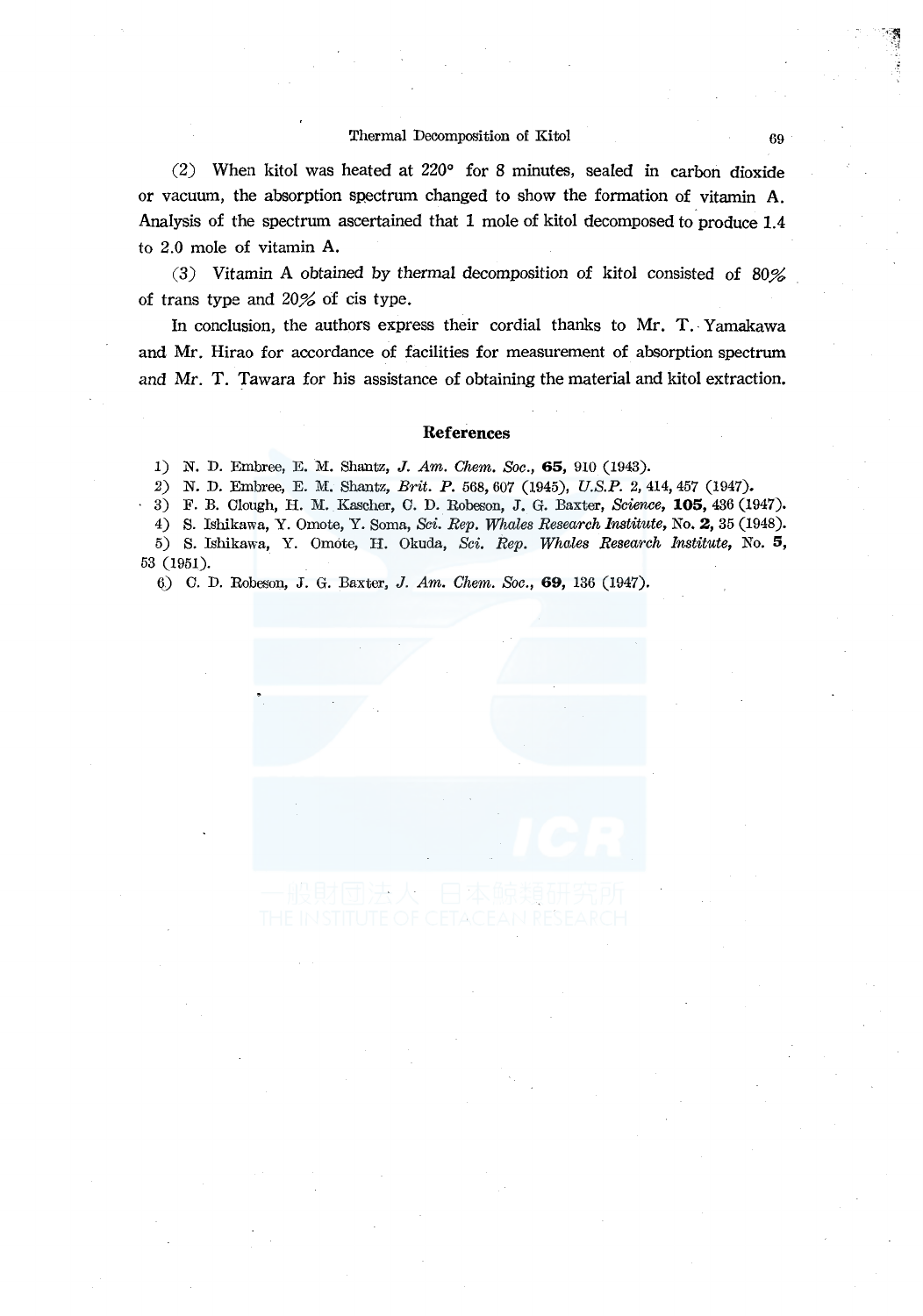(2) When kitol was heated at 220° for 8 minutes, sealed in carbon dioxide or vacuum, the absorption spectrum changed to show the formation of vitamin A. Analysis of the spectrum ascertained that 1 mole of kitol decomposed to produce 1.4 to 2.0 mole of vitamin A.

(3) Vitamin A obtained by thermal decomposition of kitol consisted of 80% of trans type and 20% of cis type.

In conclusion, the authors express their cordial thanks to Mr. T. Yamakawa and Mr. Hirao for accordance of facilities for measurement of absorption spectrum and Mr. T. Tawara for his assistance of obtaining the material and kitol extraction.

## References

1) N. D. Embree, E. M. Shantz, *J. Am. Chem. Soc.*, **65**, 910 (1943).
2) N. D. Embree, E. M. Shantz, *Brit. P.* 568, 607 (1945), *U.S.P.* 2, 414, 457 (1947).
3) F. B. Clough, H. M. Kascher, C. D. Robeson, J. G. Baxter, *Science*, **105**, 436 (1947).
4) S. Ishikawa, Y. Omote, Y. Soma, *Sci. Rep. Whales Research Institute*, No. **2**, 35 (1948).
5) S. Ishikawa, Y. Omote, H. Okuda, *Sci. Rep. Whales Research Institute*, No. **5**, 53 (1951).
6) C. D. Robeson, J. G. Baxter, *J. Am. Chem. Soc.*, **69**, 136 (1947).